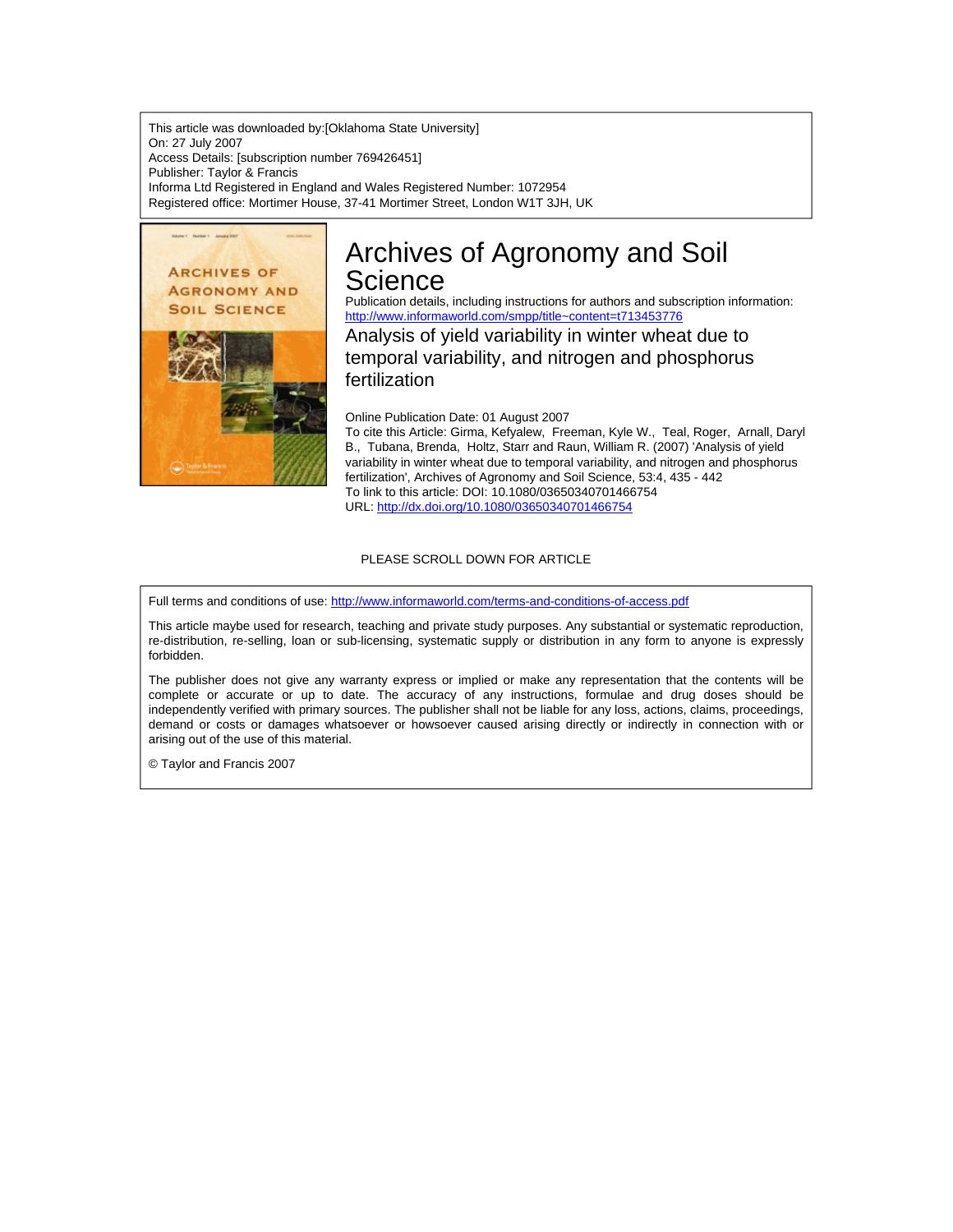This article was downloaded by:[Oklahoma State University]
On: 27 July 2007
Access Details: [subscription number 769426451]
Publisher: Taylor & Francis
Informa Ltd Registered in England and Wales Registered Number: 1072954
Registered office: Mortimer House, 37-41 Mortimer Street, London W1T 3JH, UK

# Archives of Agronomy and Soil Science

Publication details, including instructions for authors and subscription information:
http://www.informaworld.com/smpp/title~content=t713453776

## Analysis of yield variability in winter wheat due to temporal variability, and nitrogen and phosphorus fertilization

Online Publication Date: 01 August 2007

To cite this Article: Girma, Kefyalew, Freeman, Kyle W., Teal, Roger, Arnall, Daryl B., Tubana, Brenda, Holtz, Starr and Raun, William R. (2007) 'Analysis of yield variability in winter wheat due to temporal variability, and nitrogen and phosphorus fertilization', Archives of Agronomy and Soil Science, 53:4, 435 - 442

To link to this article: DOI: 10.1080/03650340701466754

URL: http://dx.doi.org/10.1080/03650340701466754

PLEASE SCROLL DOWN FOR ARTICLE

Full terms and conditions of use: http://www.informaworld.com/terms-and-conditions-of-access.pdf

This article maybe used for research, teaching and private study purposes. Any substantial or systematic reproduction, re-distribution, re-selling, loan or sub-licensing, systematic supply or distribution in any form to anyone is expressly forbidden.

The publisher does not give any warranty express or implied or make any representation that the contents will be complete or accurate or up to date. The accuracy of any instructions, formulae and drug doses should be independently verified with primary sources. The publisher shall not be liable for any loss, actions, claims, proceedings, demand or costs or damages whatsoever or howsoever caused arising directly or indirectly in connection with or arising out of the use of this material.

© Taylor and Francis 2007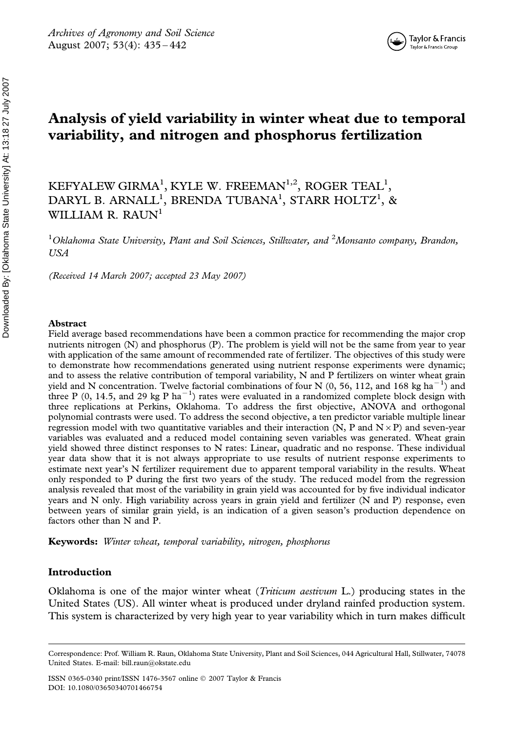# Analysis of yield variability in winter wheat due to temporal variability, and nitrogen and phosphorus fertilization

KEFYALEW GIRMA[1], KYLE W. FREEMAN[1,2], ROGER TEAL[1], DARYL B. ARNALL[1], BRENDA TUBANA[1], STARR HOLTZ[1], & WILLIAM R. RAUN[1]

[1]*Oklahoma State University, Plant and Soil Sciences, Stillwater, and* [2]*Monsanto company, Brandon, USA*

*(Received 14 March 2007; accepted 23 May 2007)*

### Abstract

Field average based recommendations have been a common practice for recommending the major crop nutrients nitrogen (N) and phosphorus (P). The problem is yield will not be the same from year to year with application of the same amount of recommended rate of fertilizer. The objectives of this study were to demonstrate how recommendations generated using nutrient response experiments were dynamic; and to assess the relative contribution of temporal variability, N and P fertilizers on winter wheat grain yield and N concentration. Twelve factorial combinations of four N (0, 56, 112, and 168 kg ha$^{-1}$) and three P (0, 14.5, and 29 kg P ha$^{-1}$) rates were evaluated in a randomized complete block design with three replications at Perkins, Oklahoma. To address the first objective, ANOVA and orthogonal polynomial contrasts were used. To address the second objective, a ten predictor variable multiple linear regression model with two quantitative variables and their interaction (N, P and N $\times$ P) and seven-year variables was evaluated and a reduced model containing seven variables was generated. Wheat grain yield showed three distinct responses to N rates: Linear, quadratic and no response. These individual year data show that it is not always appropriate to use results of nutrient response experiments to estimate next year's N fertilizer requirement due to apparent temporal variability in the results. Wheat only responded to P during the first two years of the study. The reduced model from the regression analysis revealed that most of the variability in grain yield was accounted for by five individual indicator years and N only. High variability across years in grain yield and fertilizer (N and P) response, even between years of similar grain yield, is an indication of a given season's production dependence on factors other than N and P.

**Keywords:** *Winter wheat, temporal variability, nitrogen, phosphorus*

## Introduction

Oklahoma is one of the major winter wheat (*Triticum aestivum* L.) producing states in the United States (US). All winter wheat is produced under dryland rainfed production system. This system is characterized by very high year to year variability which in turn makes difficult

Correspondence: Prof. William R. Raun, Oklahoma State University, Plant and Soil Sciences, 044 Agricultural Hall, Stillwater, 74078 United States. E-mail: bill.raun@okstate.edu

ISSN 0365-0340 print/ISSN 1476-3567 online © 2007 Taylor & Francis
DOI: 10.1080/03650340701466754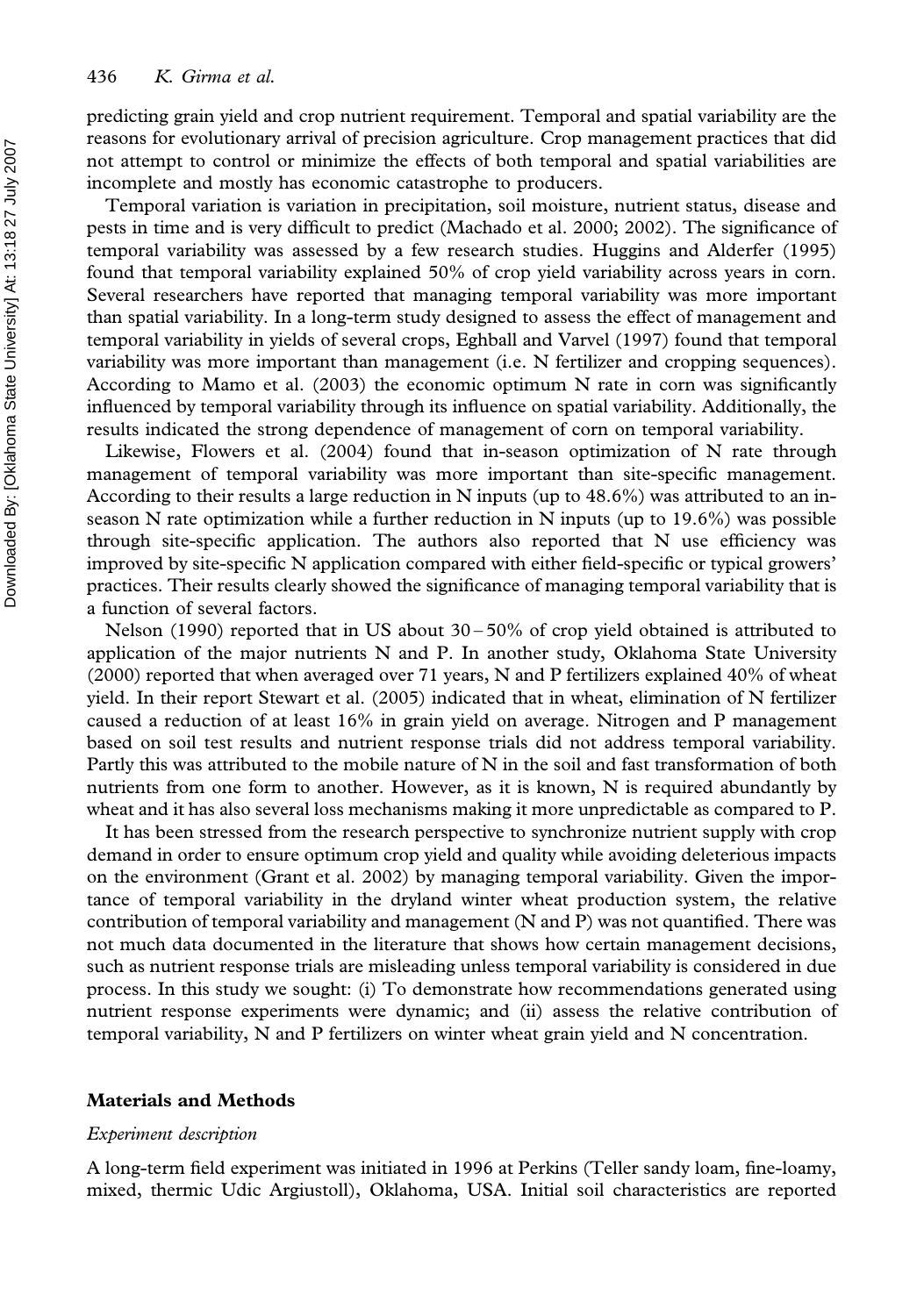predicting grain yield and crop nutrient requirement. Temporal and spatial variability are the reasons for evolutionary arrival of precision agriculture. Crop management practices that did not attempt to control or minimize the effects of both temporal and spatial variabilities are incomplete and mostly has economic catastrophe to producers.

Temporal variation is variation in precipitation, soil moisture, nutrient status, disease and pests in time and is very difficult to predict (Machado et al. 2000; 2002). The significance of temporal variability was assessed by a few research studies. Huggins and Alderfer (1995) found that temporal variability explained 50% of crop yield variability across years in corn. Several researchers have reported that managing temporal variability was more important than spatial variability. In a long-term study designed to assess the effect of management and temporal variability in yields of several crops, Eghball and Varvel (1997) found that temporal variability was more important than management (i.e. N fertilizer and cropping sequences). According to Mamo et al. (2003) the economic optimum N rate in corn was significantly influenced by temporal variability through its influence on spatial variability. Additionally, the results indicated the strong dependence of management of corn on temporal variability.

Likewise, Flowers et al. (2004) found that in-season optimization of N rate through management of temporal variability was more important than site-specific management. According to their results a large reduction in N inputs (up to 48.6%) was attributed to an in-season N rate optimization while a further reduction in N inputs (up to 19.6%) was possible through site-specific application. The authors also reported that N use efficiency was improved by site-specific N application compared with either field-specific or typical growers' practices. Their results clearly showed the significance of managing temporal variability that is a function of several factors.

Nelson (1990) reported that in US about 30–50% of crop yield obtained is attributed to application of the major nutrients N and P. In another study, Oklahoma State University (2000) reported that when averaged over 71 years, N and P fertilizers explained 40% of wheat yield. In their report Stewart et al. (2005) indicated that in wheat, elimination of N fertilizer caused a reduction of at least 16% in grain yield on average. Nitrogen and P management based on soil test results and nutrient response trials did not address temporal variability. Partly this was attributed to the mobile nature of N in the soil and fast transformation of both nutrients from one form to another. However, as it is known, N is required abundantly by wheat and it has also several loss mechanisms making it more unpredictable as compared to P.

It has been stressed from the research perspective to synchronize nutrient supply with crop demand in order to ensure optimum crop yield and quality while avoiding deleterious impacts on the environment (Grant et al. 2002) by managing temporal variability. Given the importance of temporal variability in the dryland winter wheat production system, the relative contribution of temporal variability and management (N and P) was not quantified. There was not much data documented in the literature that shows how certain management decisions, such as nutrient response trials are misleading unless temporal variability is considered in due process. In this study we sought: (i) To demonstrate how recommendations generated using nutrient response experiments were dynamic; and (ii) assess the relative contribution of temporal variability, N and P fertilizers on winter wheat grain yield and N concentration.

## Materials and Methods

### *Experiment description*

A long-term field experiment was initiated in 1996 at Perkins (Teller sandy loam, fine-loamy, mixed, thermic Udic Argiustoll), Oklahoma, USA. Initial soil characteristics are reported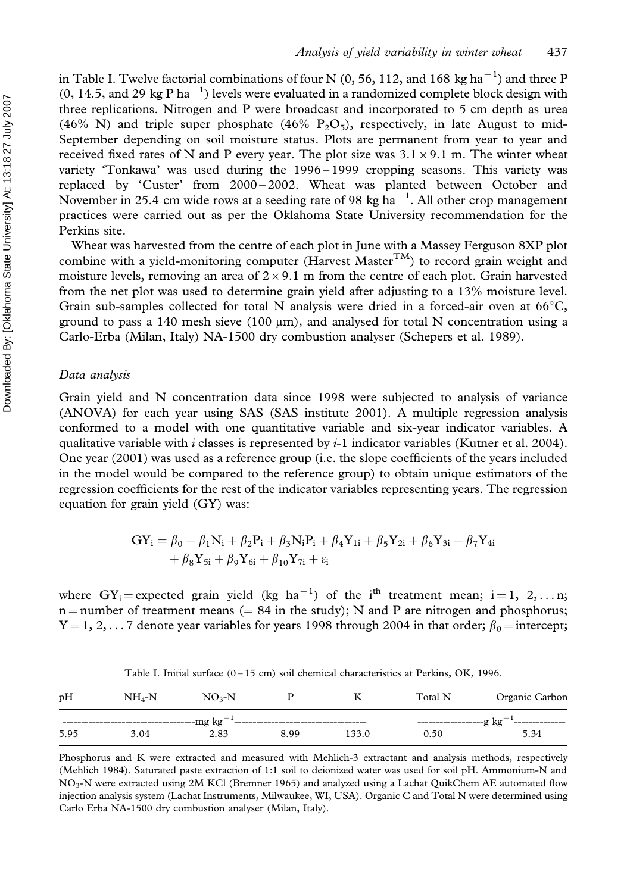in Table I. Twelve factorial combinations of four N (0, 56, 112, and 168 kg ha$^{-1}$) and three P (0, 14.5, and 29 kg P ha$^{-1}$) levels were evaluated in a randomized complete block design with three replications. Nitrogen and P were broadcast and incorporated to 5 cm depth as urea (46% N) and triple super phosphate (46% $P_2O_5$), respectively, in late August to mid-September depending on soil moisture status. Plots are permanent from year to year and received fixed rates of N and P every year. The plot size was $3.1 \times 9.1$ m. The winter wheat variety 'Tonkawa' was used during the 1996–1999 cropping seasons. This variety was replaced by 'Custer' from 2000–2002. Wheat was planted between October and November in 25.4 cm wide rows at a seeding rate of 98 kg ha$^{-1}$. All other crop management practices were carried out as per the Oklahoma State University recommendation for the Perkins site.

Wheat was harvested from the centre of each plot in June with a Massey Ferguson 8XP plot combine with a yield-monitoring computer (Harvest Master™) to record grain weight and moisture levels, removing an area of $2 \times 9.1$ m from the centre of each plot. Grain harvested from the net plot was used to determine grain yield after adjusting to a 13% moisture level. Grain sub-samples collected for total N analysis were dried in a forced-air oven at 66°C, ground to pass a 140 mesh sieve (100 μm), and analysed for total N concentration using a Carlo-Erba (Milan, Italy) NA-1500 dry combustion analyser (Schepers et al. 1989).

### *Data analysis*

Grain yield and N concentration data since 1998 were subjected to analysis of variance (ANOVA) for each year using SAS (SAS institute 2001). A multiple regression analysis conformed to a model with one quantitative variable and six-year indicator variables. A qualitative variable with *i* classes is represented by *i*-1 indicator variables (Kutner et al. 2004). One year (2001) was used as a reference group (i.e. the slope coefficients of the years included in the model would be compared to the reference group) to obtain unique estimators of the regression coefficients for the rest of the indicator variables representing years. The regression equation for grain yield (GY) was:

$$
\begin{aligned}
GY_i = {} & \beta_0 + \beta_1 N_i + \beta_2 P_i + \beta_3 N_i P_i + \beta_4 Y_{1i} + \beta_5 Y_{2i} + \beta_6 Y_{3i} + \beta_7 Y_{4i} \\
& + \beta_8 Y_{5i} + \beta_9 Y_{6i} + \beta_{10} Y_{7i} + \varepsilon_i
\end{aligned}
$$

where $GY_i$ = expected grain yield (kg ha$^{-1}$) of the i$^{th}$ treatment mean; $i = 1, 2, \ldots n$; n = number of treatment means (= 84 in the study); N and P are nitrogen and phosphorus; $Y = 1, 2, \ldots 7$ denote year variables for years 1998 through 2004 in that order; $\beta_0$ = intercept;

Table I. Initial surface (0–15 cm) soil chemical characteristics at Perkins, OK, 1996.

| pH | $NH_4$-N | $NO_3$-N | P | K | Total N | Organic Carbon |
|---|---|---|---|---|---|---|
| | mg kg$^{-1}$ | | | | g kg$^{-1}$ | |
| 5.95 | 3.04 | 2.83 | 8.99 | 133.0 | 0.50 | 5.34 |

Phosphorus and K were extracted and measured with Mehlich-3 extractant and analysis methods, respectively (Mehlich 1984). Saturated paste extraction of 1:1 soil to deionized water was used for soil pH. Ammonium-N and $NO_3$-N were extracted using 2M KCl (Bremner 1965) and analyzed using a Lachat QuikChem AE automated flow injection analysis system (Lachat Instruments, Milwaukee, WI, USA). Organic C and Total N were determined using Carlo Erba NA-1500 dry combustion analyser (Milan, Italy).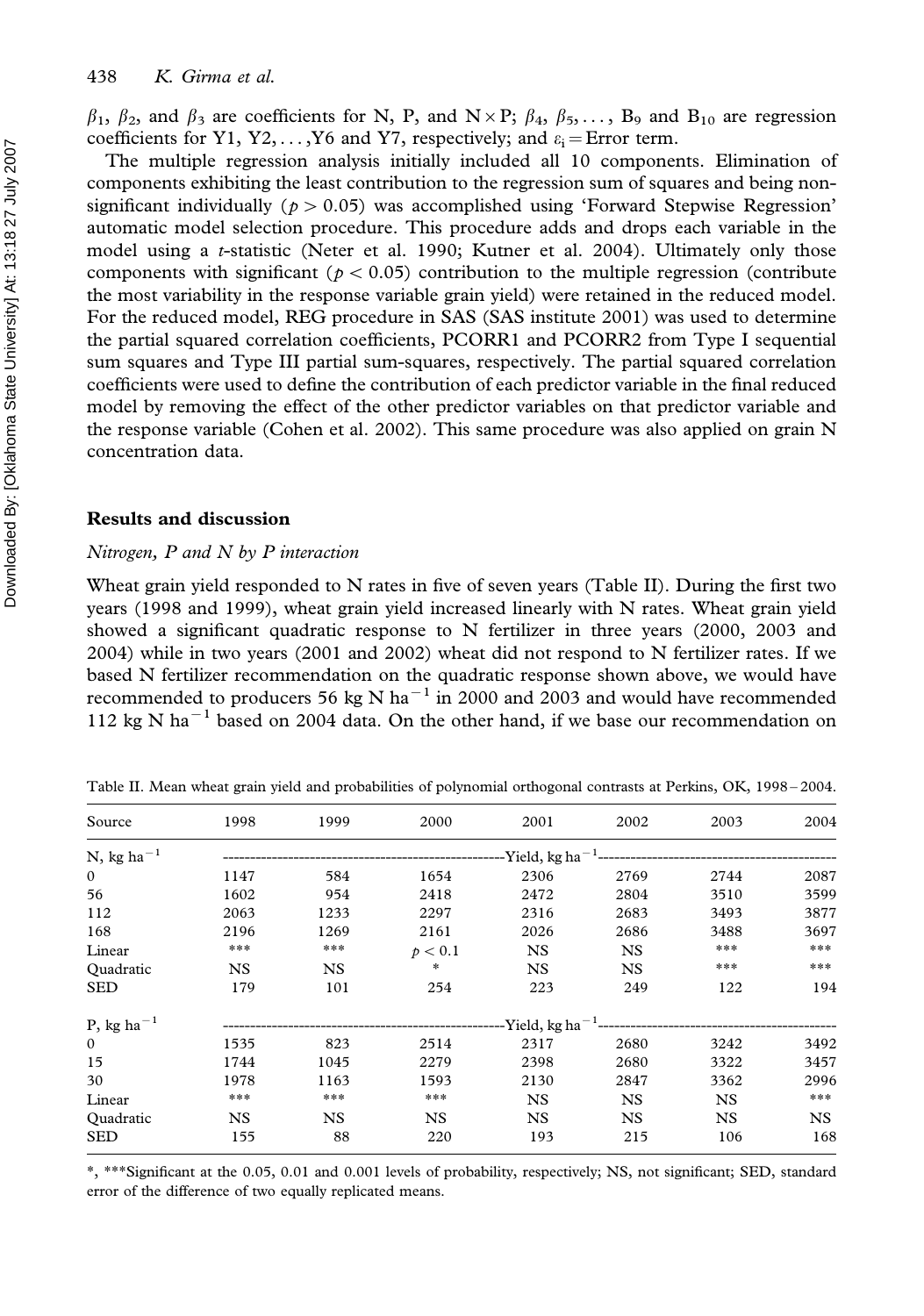$\beta_1$, $\beta_2$, and $\beta_3$ are coefficients for N, P, and N × P; $\beta_4$, $\beta_5$, ..., $B_9$ and $B_{10}$ are regression coefficients for Y1, Y2, ...,Y6 and Y7, respectively; and $\varepsilon_i$ = Error term.

The multiple regression analysis initially included all 10 components. Elimination of components exhibiting the least contribution to the regression sum of squares and being non-significant individually ($p > 0.05$) was accomplished using 'Forward Stepwise Regression' automatic model selection procedure. This procedure adds and drops each variable in the model using a $t$-statistic (Neter et al. 1990; Kutner et al. 2004). Ultimately only those components with significant ($p < 0.05$) contribution to the multiple regression (contribute the most variability in the response variable grain yield) were retained in the reduced model. For the reduced model, REG procedure in SAS (SAS institute 2001) was used to determine the partial squared correlation coefficients, PCORR1 and PCORR2 from Type I sequential sum squares and Type III partial sum-squares, respectively. The partial squared correlation coefficients were used to define the contribution of each predictor variable in the final reduced model by removing the effect of the other predictor variables on that predictor variable and the response variable (Cohen et al. 2002). This same procedure was also applied on grain N concentration data.

## Results and discussion

### *Nitrogen, P and N by P interaction*

Wheat grain yield responded to N rates in five of seven years (Table II). During the first two years (1998 and 1999), wheat grain yield increased linearly with N rates. Wheat grain yield showed a significant quadratic response to N fertilizer in three years (2000, 2003 and 2004) while in two years (2001 and 2002) wheat did not respond to N fertilizer rates. If we based N fertilizer recommendation on the quadratic response shown above, we would have recommended to producers 56 kg N ha$^{-1}$ in 2000 and 2003 and would have recommended 112 kg N ha$^{-1}$ based on 2004 data. On the other hand, if we base our recommendation on

Table II. Mean wheat grain yield and probabilities of polynomial orthogonal contrasts at Perkins, OK, 1998–2004.

| Source | 1998 | 1999 | 2000 | 2001 | 2002 | 2003 | 2004 |
|---|---|---|---|---|---|---|---|
| N, kg ha$^{-1}$ | Yield, kg ha$^{-1}$ | | | | | | |
| 0 | 1147 | 584 | 1654 | 2306 | 2769 | 2744 | 2087 |
| 56 | 1602 | 954 | 2418 | 2472 | 2804 | 3510 | 3599 |
| 112 | 2063 | 1233 | 2297 | 2316 | 2683 | 3493 | 3877 |
| 168 | 2196 | 1269 | 2161 | 2026 | 2686 | 3488 | 3697 |
| Linear | *** | *** | $p < 0.1$ | NS | NS | *** | *** |
| Quadratic | NS | NS | * | NS | NS | *** | *** |
| SED | 179 | 101 | 254 | 223 | 249 | 122 | 194 |
| P, kg ha$^{-1}$ | Yield, kg ha$^{-1}$ | | | | | | |
| 0 | 1535 | 823 | 2514 | 2317 | 2680 | 3242 | 3492 |
| 15 | 1744 | 1045 | 2279 | 2398 | 2680 | 3322 | 3457 |
| 30 | 1978 | 1163 | 1593 | 2130 | 2847 | 3362 | 2996 |
| Linear | *** | *** | *** | NS | NS | NS | *** |
| Quadratic | NS | NS | NS | NS | NS | NS | NS |
| SED | 155 | 88 | 220 | 193 | 215 | 106 | 168 |

*, ***Significant at the 0.05, 0.01 and 0.001 levels of probability, respectively; NS, not significant; SED, standard error of the difference of two equally replicated means.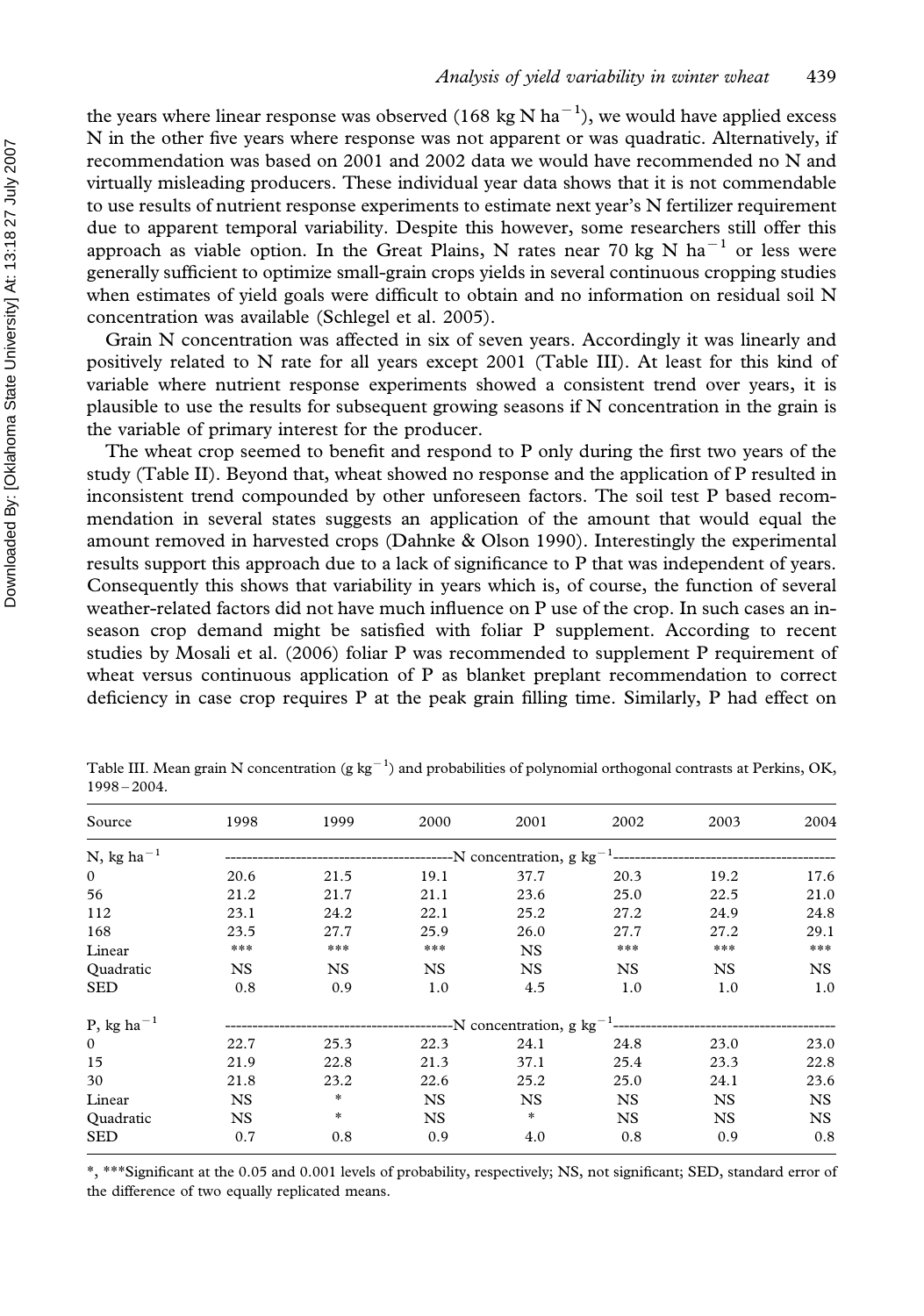the years where linear response was observed (168 kg N $ha^{-1}$), we would have applied excess N in the other five years where response was not apparent or was quadratic. Alternatively, if recommendation was based on 2001 and 2002 data we would have recommended no N and virtually misleading producers. These individual year data shows that it is not commendable to use results of nutrient response experiments to estimate next year's N fertilizer requirement due to apparent temporal variability. Despite this however, some researchers still offer this approach as viable option. In the Great Plains, N rates near 70 kg N $ha^{-1}$ or less were generally sufficient to optimize small-grain crops yields in several continuous cropping studies when estimates of yield goals were difficult to obtain and no information on residual soil N concentration was available (Schlegel et al. 2005).

Grain N concentration was affected in six of seven years. Accordingly it was linearly and positively related to N rate for all years except 2001 (Table III). At least for this kind of variable where nutrient response experiments showed a consistent trend over years, it is plausible to use the results for subsequent growing seasons if N concentration in the grain is the variable of primary interest for the producer.

The wheat crop seemed to benefit and respond to P only during the first two years of the study (Table II). Beyond that, wheat showed no response and the application of P resulted in inconsistent trend compounded by other unforeseen factors. The soil test P based recommendation in several states suggests an application of the amount that would equal the amount removed in harvested crops (Dahnke & Olson 1990). Interestingly the experimental results support this approach due to a lack of significance to P that was independent of years. Consequently this shows that variability in years which is, of course, the function of several weather-related factors did not have much influence on P use of the crop. In such cases an in-season crop demand might be satisfied with foliar P supplement. According to recent studies by Mosali et al. (2006) foliar P was recommended to supplement P requirement of wheat versus continuous application of P as blanket preplant recommendation to correct deficiency in case crop requires P at the peak grain filling time. Similarly, P had effect on

Table III. Mean grain N concentration (g $kg^{-1}$) and probabilities of polynomial orthogonal contrasts at Perkins, OK, 1998 – 2004.

| Source | 1998 | 1999 | 2000 | 2001 | 2002 | 2003 | 2004 |
|---|---|---|---|---|---|---|---|
| N, kg $ha^{-1}$ | | | | N concentration, g $kg^{-1}$ | | | |
| 0 | 20.6 | 21.5 | 19.1 | 37.7 | 20.3 | 19.2 | 17.6 |
| 56 | 21.2 | 21.7 | 21.1 | 23.6 | 25.0 | 22.5 | 21.0 |
| 112 | 23.1 | 24.2 | 22.1 | 25.2 | 27.2 | 24.9 | 24.8 |
| 168 | 23.5 | 27.7 | 25.9 | 26.0 | 27.7 | 27.2 | 29.1 |
| Linear | *** | *** | *** | NS | *** | *** | *** |
| Quadratic | NS | NS | NS | NS | NS | NS | NS |
| SED | 0.8 | 0.9 | 1.0 | 4.5 | 1.0 | 1.0 | 1.0 |
| P, kg $ha^{-1}$ | | | | N concentration, g $kg^{-1}$ | | | |
| 0 | 22.7 | 25.3 | 22.3 | 24.1 | 24.8 | 23.0 | 23.0 |
| 15 | 21.9 | 22.8 | 21.3 | 37.1 | 25.4 | 23.3 | 22.8 |
| 30 | 21.8 | 23.2 | 22.6 | 25.2 | 25.0 | 24.1 | 23.6 |
| Linear | NS | * | NS | NS | NS | NS | NS |
| Quadratic | NS | * | NS | * | NS | NS | NS |
| SED | 0.7 | 0.8 | 0.9 | 4.0 | 0.8 | 0.9 | 0.8 |

*, ***Significant at the 0.05 and 0.001 levels of probability, respectively; NS, not significant; SED, standard error of the difference of two equally replicated means.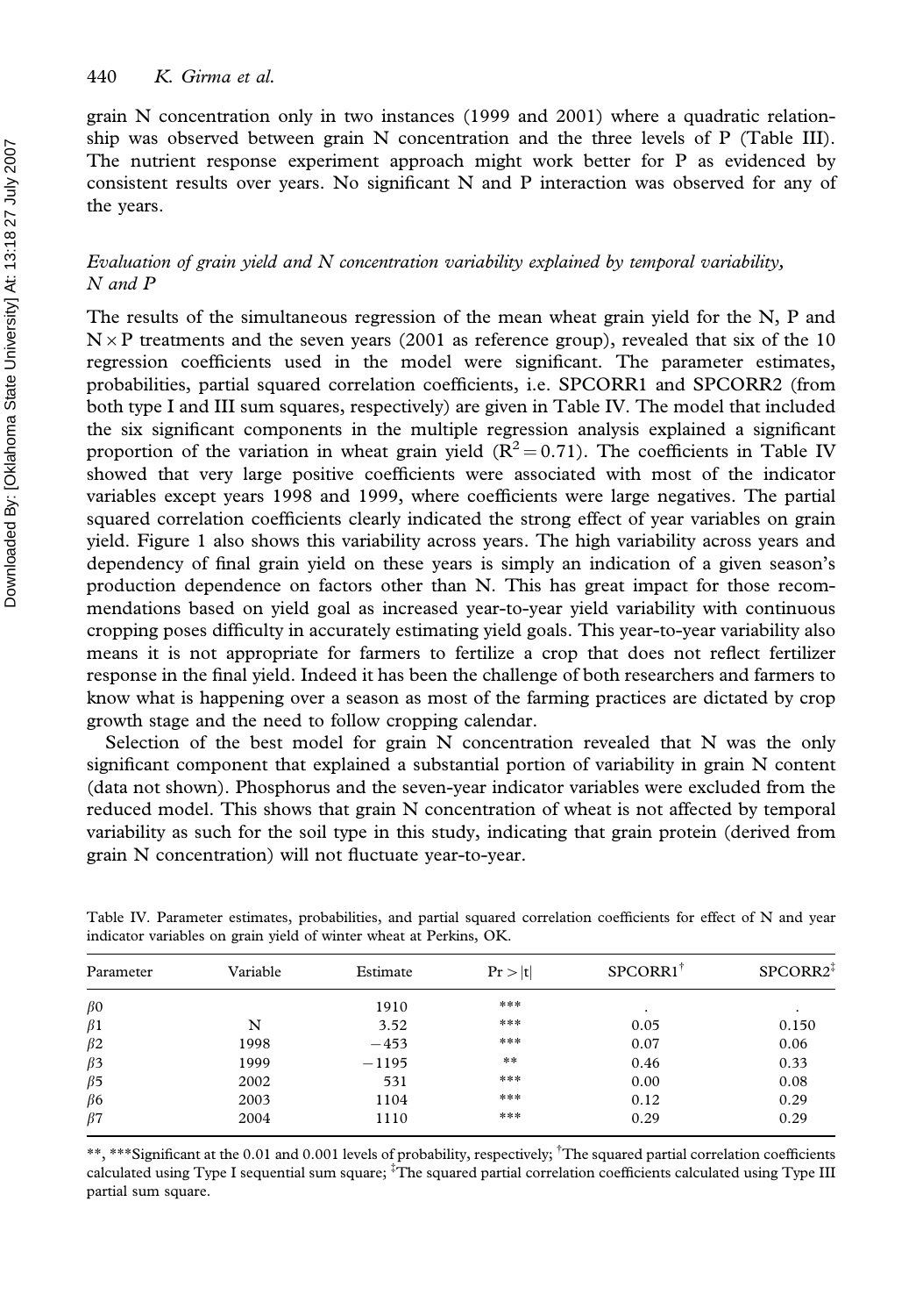grain N concentration only in two instances (1999 and 2001) where a quadratic relationship was observed between grain N concentration and the three levels of P (Table III). The nutrient response experiment approach might work better for P as evidenced by consistent results over years. No significant N and P interaction was observed for any of the years.

### *Evaluation of grain yield and N concentration variability explained by temporal variability, N and P*

The results of the simultaneous regression of the mean wheat grain yield for the N, P and $N \times P$ treatments and the seven years (2001 as reference group), revealed that six of the 10 regression coefficients used in the model were significant. The parameter estimates, probabilities, partial squared correlation coefficients, i.e. SPCORR1 and SPCORR2 (from both type I and III sum squares, respectively) are given in Table IV. The model that included the six significant components in the multiple regression analysis explained a significant proportion of the variation in wheat grain yield ($R^2 = 0.71$). The coefficients in Table IV showed that very large positive coefficients were associated with most of the indicator variables except years 1998 and 1999, where coefficients were large negatives. The partial squared correlation coefficients clearly indicated the strong effect of year variables on grain yield. Figure 1 also shows this variability across years. The high variability across years and dependency of final grain yield on these years is simply an indication of a given season's production dependence on factors other than N. This has great impact for those recommendations based on yield goal as increased year-to-year yield variability with continuous cropping poses difficulty in accurately estimating yield goals. This year-to-year variability also means it is not appropriate for farmers to fertilize a crop that does not reflect fertilizer response in the final yield. Indeed it has been the challenge of both researchers and farmers to know what is happening over a season as most of the farming practices are dictated by crop growth stage and the need to follow cropping calendar.

Selection of the best model for grain N concentration revealed that N was the only significant component that explained a substantial portion of variability in grain N content (data not shown). Phosphorus and the seven-year indicator variables were excluded from the reduced model. This shows that grain N concentration of wheat is not affected by temporal variability as such for the soil type in this study, indicating that grain protein (derived from grain N concentration) will not fluctuate year-to-year.

Table IV. Parameter estimates, probabilities, and partial squared correlation coefficients for effect of N and year indicator variables on grain yield of winter wheat at Perkins, OK.

| Parameter | Variable | Estimate | $Pr > \|t\|$ | SPCORR1[†] | SPCORR2[‡] |
|---|---|---|---|---|---|
| $\beta 0$ | | 1910 | *** | . | . |
| $\beta 1$ | N | 3.52 | *** | 0.05 | 0.150 |
| $\beta 2$ | 1998 | −453 | *** | 0.07 | 0.06 |
| $\beta 3$ | 1999 | −1195 | ** | 0.46 | 0.33 |
| $\beta 5$ | 2002 | 531 | *** | 0.00 | 0.08 |
| $\beta 6$ | 2003 | 1104 | *** | 0.12 | 0.29 |
| $\beta 7$ | 2004 | 1110 | *** | 0.29 | 0.29 |

**, ***Significant at the 0.01 and 0.001 levels of probability, respectively; [†]The squared partial correlation coefficients calculated using Type I sequential sum square; [‡]The squared partial correlation coefficients calculated using Type III partial sum square.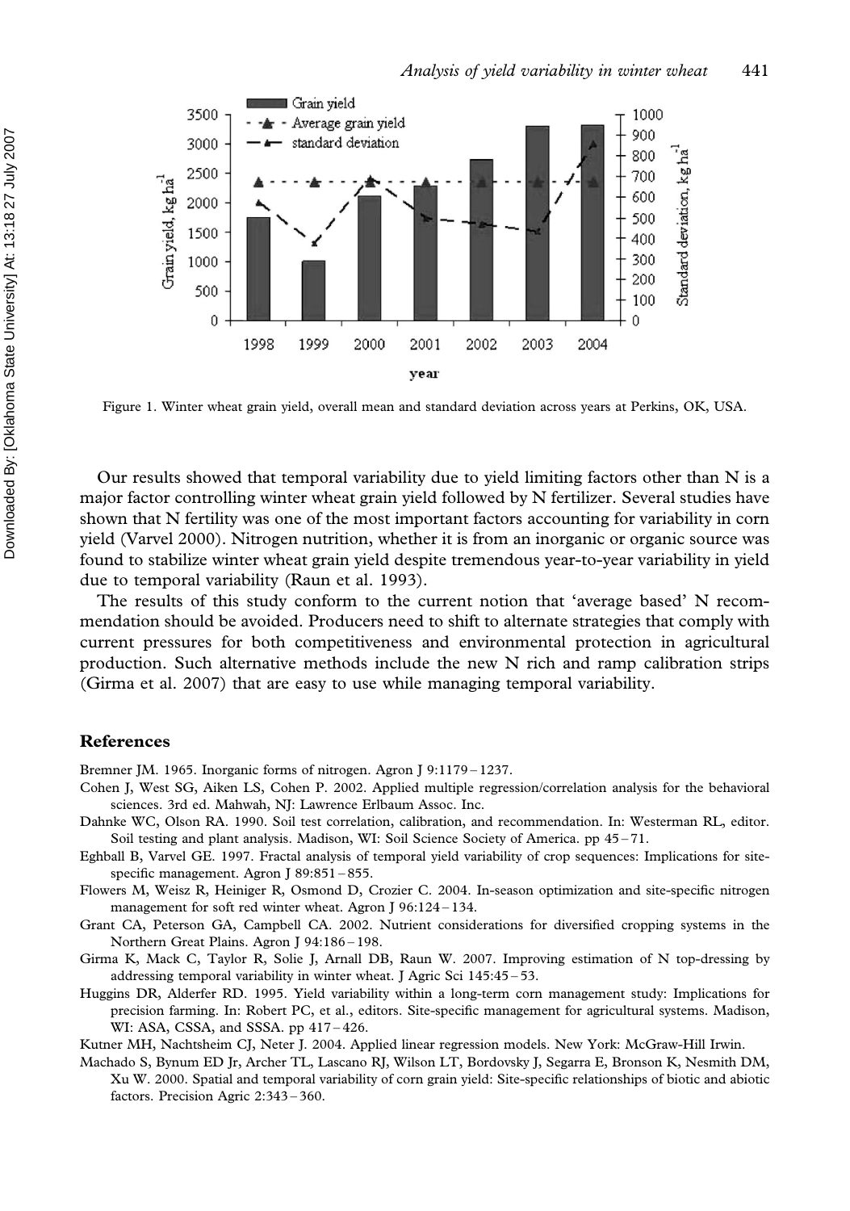Figure 1. Winter wheat grain yield, overall mean and standard deviation across years at Perkins, OK, USA.

Our results showed that temporal variability due to yield limiting factors other than N is a major factor controlling winter wheat grain yield followed by N fertilizer. Several studies have shown that N fertility was one of the most important factors accounting for variability in corn yield (Varvel 2000). Nitrogen nutrition, whether it is from an inorganic or organic source was found to stabilize winter wheat grain yield despite tremendous year-to-year variability in yield due to temporal variability (Raun et al. 1993).

The results of this study conform to the current notion that 'average based' N recommendation should be avoided. Producers need to shift to alternate strategies that comply with current pressures for both competitiveness and environmental protection in agricultural production. Such alternative methods include the new N rich and ramp calibration strips (Girma et al. 2007) that are easy to use while managing temporal variability.

## References

Bremner JM. 1965. Inorganic forms of nitrogen. Agron J 9:1179 – 1237.

Cohen J, West SG, Aiken LS, Cohen P. 2002. Applied multiple regression/correlation analysis for the behavioral sciences. 3rd ed. Mahwah, NJ: Lawrence Erlbaum Assoc. Inc.

Dahnke WC, Olson RA. 1990. Soil test correlation, calibration, and recommendation. In: Westerman RL, editor. Soil testing and plant analysis. Madison, WI: Soil Science Society of America. pp 45 – 71.

Eghball B, Varvel GE. 1997. Fractal analysis of temporal yield variability of crop sequences: Implications for site-specific management. Agron J 89:851 – 855.

Flowers M, Weisz R, Heiniger R, Osmond D, Crozier C. 2004. In-season optimization and site-specific nitrogen management for soft red winter wheat. Agron J 96:124 – 134.

Grant CA, Peterson GA, Campbell CA. 2002. Nutrient considerations for diversified cropping systems in the Northern Great Plains. Agron J 94:186 – 198.

Girma K, Mack C, Taylor R, Solie J, Arnall DB, Raun W. 2007. Improving estimation of N top-dressing by addressing temporal variability in winter wheat. J Agric Sci 145:45 – 53.

Huggins DR, Alderfer RD. 1995. Yield variability within a long-term corn management study: Implications for precision farming. In: Robert PC, et al., editors. Site-specific management for agricultural systems. Madison, WI: ASA, CSSA, and SSSA. pp 417 – 426.

Kutner MH, Nachtsheim CJ, Neter J. 2004. Applied linear regression models. New York: McGraw-Hill Irwin.

Machado S, Bynum ED Jr, Archer TL, Lascano RJ, Wilson LT, Bordovsky J, Segarra E, Bronson K, Nesmith DM, Xu W. 2000. Spatial and temporal variability of corn grain yield: Site-specific relationships of biotic and abiotic factors. Precision Agric 2:343 – 360.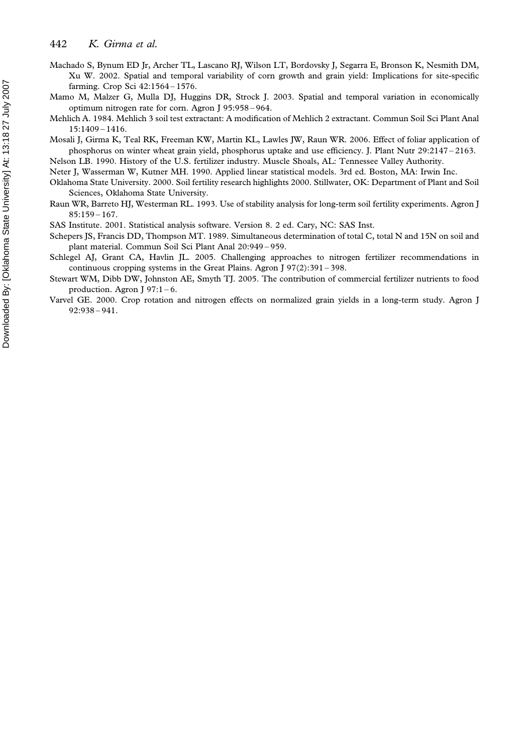Machado S, Bynum ED Jr, Archer TL, Lascano RJ, Wilson LT, Bordovsky J, Segarra E, Bronson K, Nesmith DM, Xu W. 2002. Spatial and temporal variability of corn growth and grain yield: Implications for site-specific farming. Crop Sci 42:1564 – 1576.

Mamo M, Malzer G, Mulla DJ, Huggins DR, Strock J. 2003. Spatial and temporal variation in economically optimum nitrogen rate for corn. Agron J 95:958 – 964.

Mehlich A. 1984. Mehlich 3 soil test extractant: A modification of Mehlich 2 extractant. Commun Soil Sci Plant Anal 15:1409 – 1416.

Mosali J, Girma K, Teal RK, Freeman KW, Martin KL, Lawles JW, Raun WR. 2006. Effect of foliar application of phosphorus on winter wheat grain yield, phosphorus uptake and use efficiency. J. Plant Nutr 29:2147 – 2163.

Nelson LB. 1990. History of the U.S. fertilizer industry. Muscle Shoals, AL: Tennessee Valley Authority.

Neter J, Wasserman W, Kutner MH. 1990. Applied linear statistical models. 3rd ed. Boston, MA: Irwin Inc.

Oklahoma State University. 2000. Soil fertility research highlights 2000. Stillwater, OK: Department of Plant and Soil Sciences, Oklahoma State University.

Raun WR, Barreto HJ, Westerman RL. 1993. Use of stability analysis for long-term soil fertility experiments. Agron J 85:159 – 167.

SAS Institute. 2001. Statistical analysis software. Version 8. 2 ed. Cary, NC: SAS Inst.

Schepers JS, Francis DD, Thompson MT. 1989. Simultaneous determination of total C, total N and 15N on soil and plant material. Commun Soil Sci Plant Anal 20:949 – 959.

Schlegel AJ, Grant CA, Havlin JL. 2005. Challenging approaches to nitrogen fertilizer recommendations in continuous cropping systems in the Great Plains. Agron J 97(2):391 – 398.

Stewart WM, Dibb DW, Johnston AE, Smyth TJ. 2005. The contribution of commercial fertilizer nutrients to food production. Agron J 97:1 – 6.

Varvel GE. 2000. Crop rotation and nitrogen effects on normalized grain yields in a long-term study. Agron J 92:938 – 941.